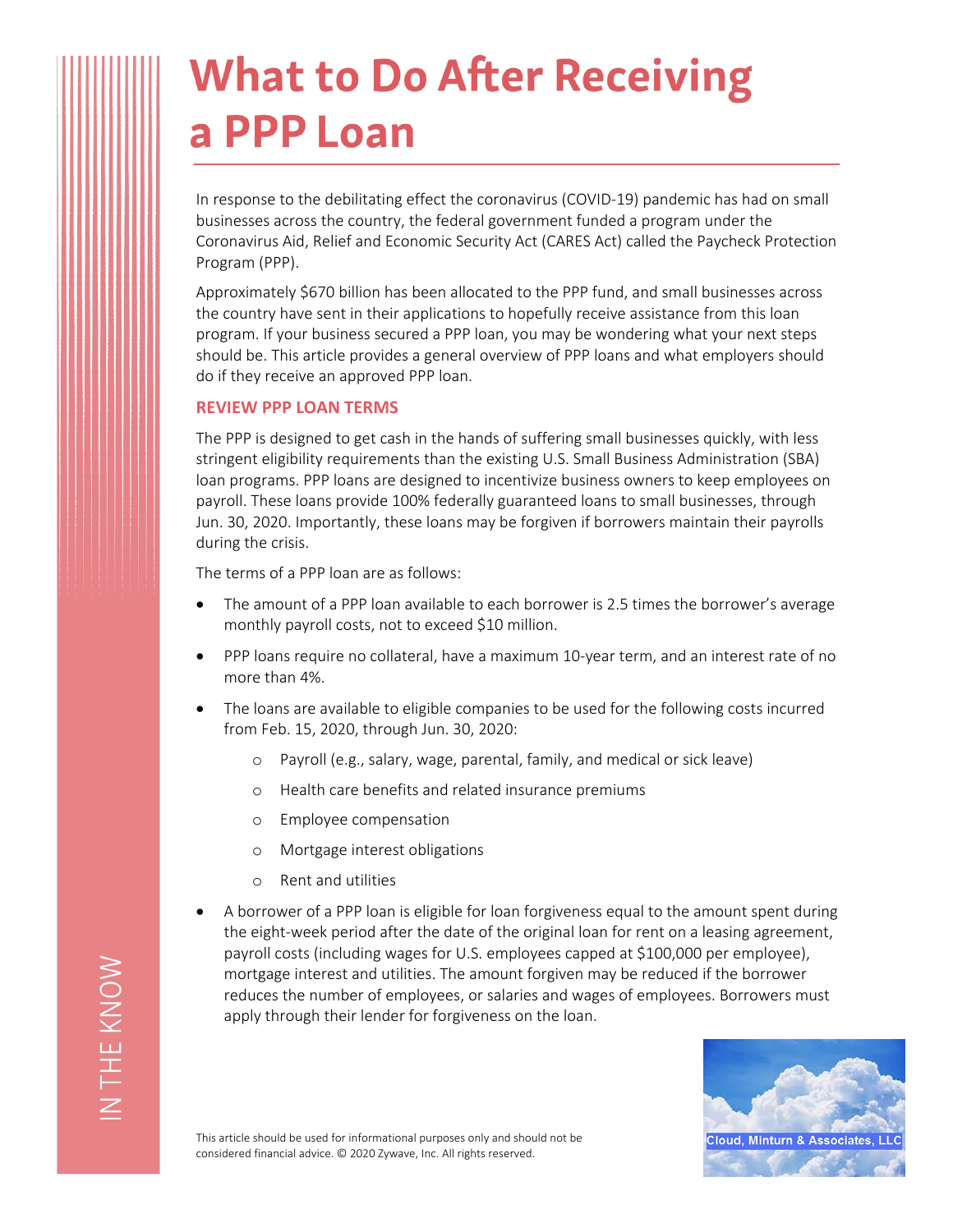# What to Do After Receiving a PPP Loan

In response to the debilitating effect the coronavirus (COVID-19) pandemic has had on small businesses across the country, the federal government funded a program under the Coronavirus Aid, Relief and Economic Security Act (CARES Act) called the Paycheck Protection Program (PPP).

Approximately $670 billion has been allocated to the PPP fund, and small businesses across the country have sent in their applications to hopefully receive assistance from this loan program. If your business secured a PPP loan, you may be wondering what your next steps should be. This article provides a general overview of PPP loans and what employers should do if they receive an approved PPP loan.

## REVIEW PPP LOAN TERMS

The PPP is designed to get cash in the hands of suffering small businesses quickly, with less stringent eligibility requirements than the existing U.S. Small Business Administration (SBA) loan programs. PPP loans are designed to incentivize business owners to keep employees on payroll. These loans provide 100% federally guaranteed loans to small businesses, through Jun. 30, 2020. Importantly, these loans may be forgiven if borrowers maintain their payrolls during the crisis.

The terms of a PPP loan are as follows:

- The amount of a PPP loan available to each borrower is 2.5 times the borrower's average monthly payroll costs, not to exceed $10 million.
- PPP loans require no collateral, have a maximum 10-year term, and an interest rate of no more than 4%.
- The loans are available to eligible companies to be used for the following costs incurred from Feb. 15, 2020, through Jun. 30, 2020:
  - Payroll (e.g., salary, wage, parental, family, and medical or sick leave)
  - Health care benefits and related insurance premiums
  - Employee compensation
  - Mortgage interest obligations
  - Rent and utilities
- A borrower of a PPP loan is eligible for loan forgiveness equal to the amount spent during the eight-week period after the date of the original loan for rent on a leasing agreement, payroll costs (including wages for U.S. employees capped at $100,000 per employee), mortgage interest and utilities. The amount forgiven may be reduced if the borrower reduces the number of employees, or salaries and wages of employees. Borrowers must apply through their lender for forgiveness on the loan.

This article should be used for informational purposes only and should not be considered financial advice. © 2020 Zywave, Inc. All rights reserved.

Cloud, Minturn & Associates, LLC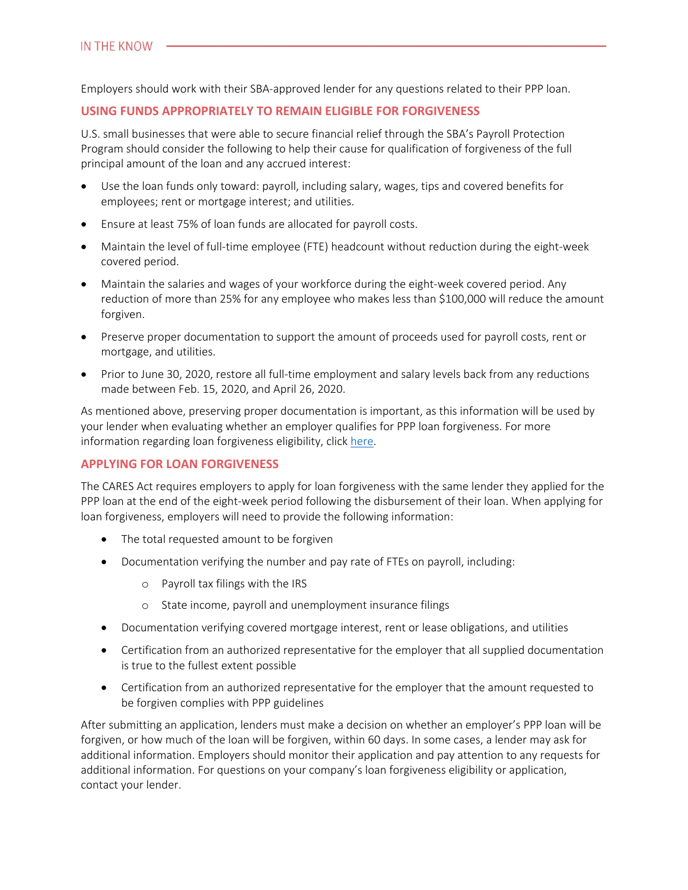Employers should work with their SBA-approved lender for any questions related to their PPP loan.

## USING FUNDS APPROPRIATELY TO REMAIN ELIGIBLE FOR FORGIVENESS

U.S. small businesses that were able to secure financial relief through the SBA's Payroll Protection Program should consider the following to help their cause for qualification of forgiveness of the full principal amount of the loan and any accrued interest:

- Use the loan funds only toward: payroll, including salary, wages, tips and covered benefits for employees; rent or mortgage interest; and utilities.
- Ensure at least 75% of loan funds are allocated for payroll costs.
- Maintain the level of full-time employee (FTE) headcount without reduction during the eight-week covered period.
- Maintain the salaries and wages of your workforce during the eight-week covered period. Any reduction of more than 25% for any employee who makes less than $100,000 will reduce the amount forgiven.
- Preserve proper documentation to support the amount of proceeds used for payroll costs, rent or mortgage, and utilities.
- Prior to June 30, 2020, restore all full-time employment and salary levels back from any reductions made between Feb. 15, 2020, and April 26, 2020.

As mentioned above, preserving proper documentation is important, as this information will be used by your lender when evaluating whether an employer qualifies for PPP loan forgiveness. For more information regarding loan forgiveness eligibility, click here.

## APPLYING FOR LOAN FORGIVENESS

The CARES Act requires employers to apply for loan forgiveness with the same lender they applied for the PPP loan at the end of the eight-week period following the disbursement of their loan. When applying for loan forgiveness, employers will need to provide the following information:

- The total requested amount to be forgiven
- Documentation verifying the number and pay rate of FTEs on payroll, including:
  - Payroll tax filings with the IRS
  - State income, payroll and unemployment insurance filings
- Documentation verifying covered mortgage interest, rent or lease obligations, and utilities
- Certification from an authorized representative for the employer that all supplied documentation is true to the fullest extent possible
- Certification from an authorized representative for the employer that the amount requested to be forgiven complies with PPP guidelines

After submitting an application, lenders must make a decision on whether an employer's PPP loan will be forgiven, or how much of the loan will be forgiven, within 60 days. In some cases, a lender may ask for additional information. Employers should monitor their application and pay attention to any requests for additional information. For questions on your company's loan forgiveness eligibility or application, contact your lender.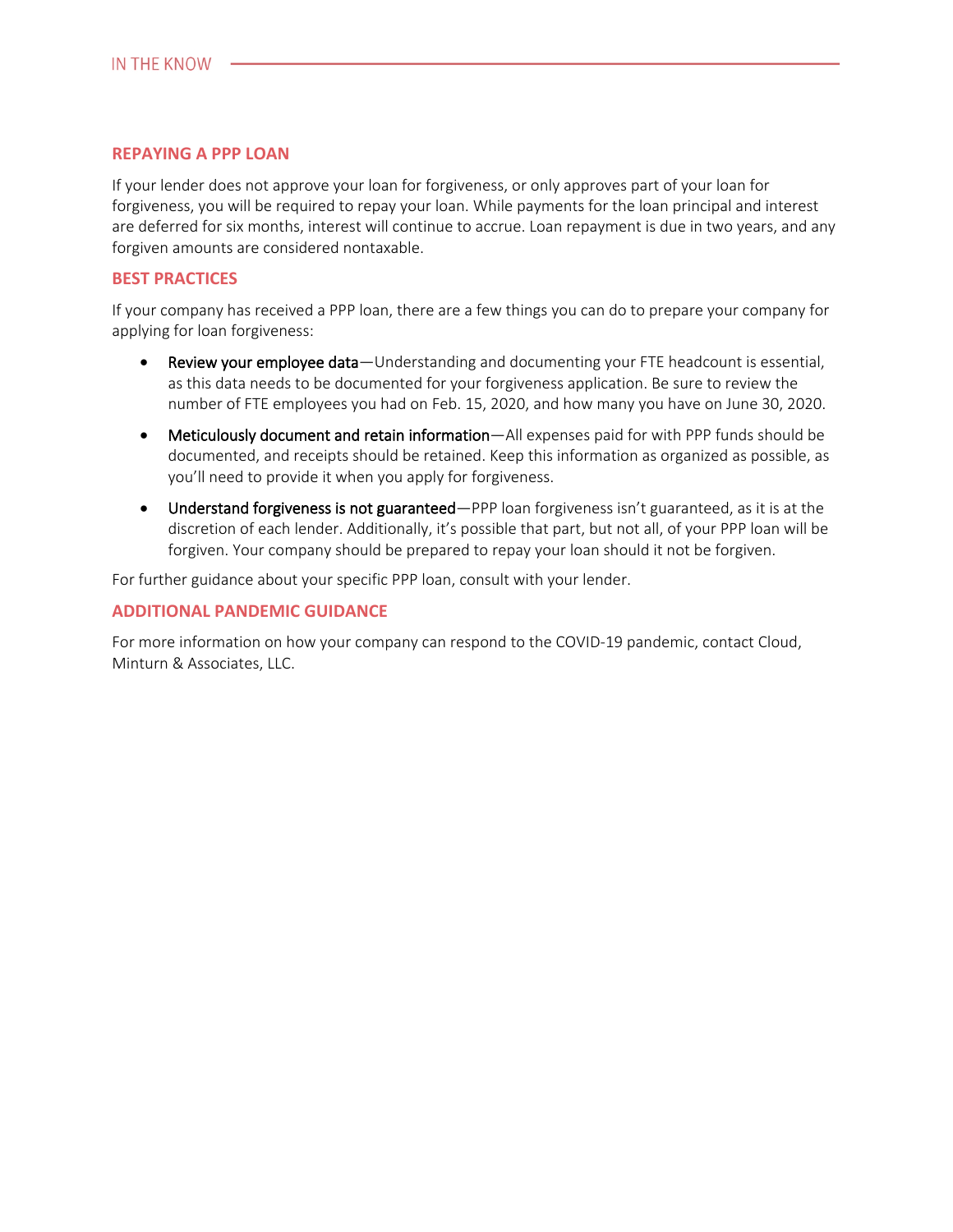## REPAYING A PPP LOAN

If your lender does not approve your loan for forgiveness, or only approves part of your loan for forgiveness, you will be required to repay your loan. While payments for the loan principal and interest are deferred for six months, interest will continue to accrue. Loan repayment is due in two years, and any forgiven amounts are considered nontaxable.

## BEST PRACTICES

If your company has received a PPP loan, there are a few things you can do to prepare your company for applying for loan forgiveness:

- Review your employee data—Understanding and documenting your FTE headcount is essential, as this data needs to be documented for your forgiveness application. Be sure to review the number of FTE employees you had on Feb. 15, 2020, and how many you have on June 30, 2020.
- Meticulously document and retain information—All expenses paid for with PPP funds should be documented, and receipts should be retained. Keep this information as organized as possible, as you'll need to provide it when you apply for forgiveness.
- Understand forgiveness is not guaranteed—PPP loan forgiveness isn't guaranteed, as it is at the discretion of each lender. Additionally, it's possible that part, but not all, of your PPP loan will be forgiven. Your company should be prepared to repay your loan should it not be forgiven.

For further guidance about your specific PPP loan, consult with your lender.

## ADDITIONAL PANDEMIC GUIDANCE

For more information on how your company can respond to the COVID-19 pandemic, contact Cloud, Minturn & Associates, LLC.